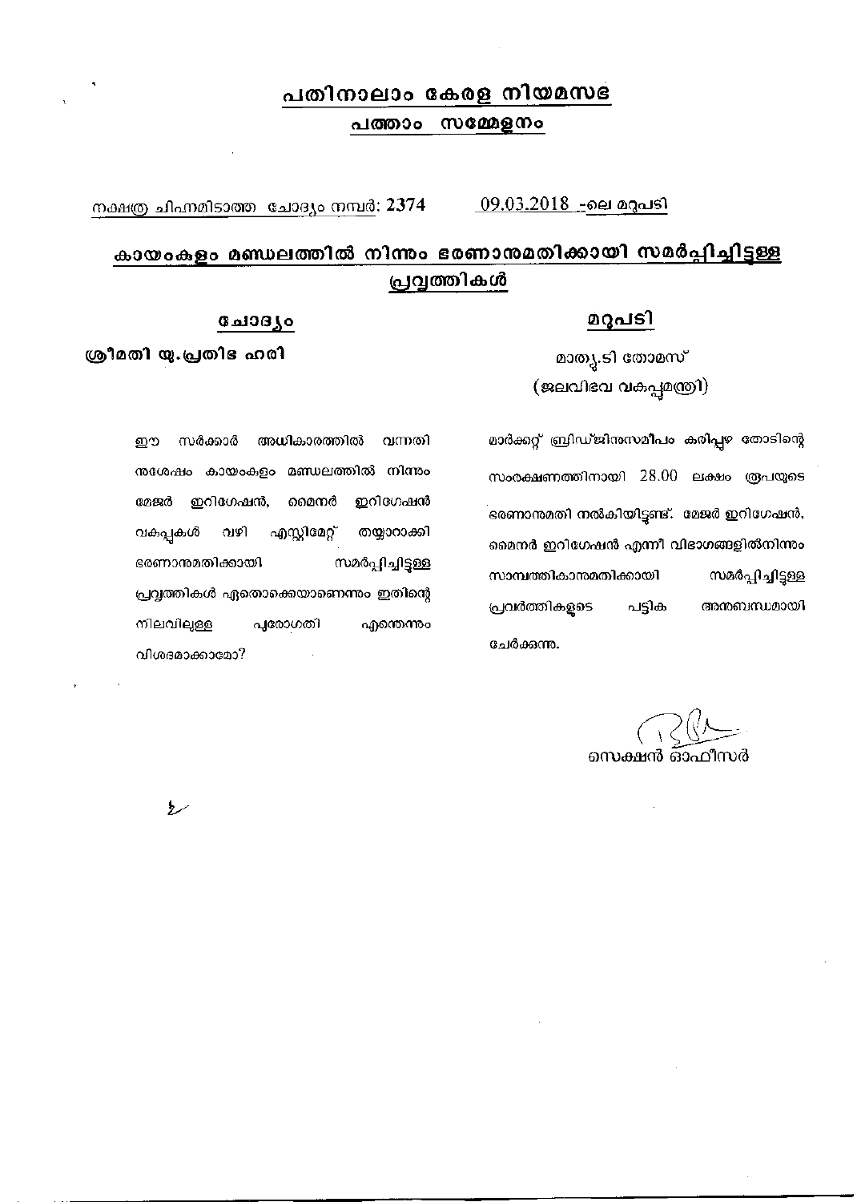# പതിനാലാം കേരള നിയമസഭ

## പത്താം സമ്മേളനം

നക്ഷത്ര ചിഹ്നമിടാത്ത ചോദ്യം നമ്പർ: 2374 09.03.2018 -ലെ മറുപടി

## കായംകുളം മണ്ഡലത്തിൽ നിന്നും ഭരണാനുമതിക്കായി സമർപ്പിച്ചിട്ടുള്ള പ്രവൃത്തികൾ

| ചോദ്യം | മറുപടി |
|---|---|
| **ശ്രീമതി യു.പ്രതിഭ ഹരി** | മാത്യു.ടി തോമസ് (ജലവിഭവ വകുപ്പമന്ത്രി) |
| ഈ സർക്കാർ അധികാരത്തിൽ വന്നതിനുശേഷം കായംകുളം മണ്ഡലത്തിൽ നിന്നും മേജർ ഇറിഗേഷൻ, മൈനർ ഇറിഗേഷൻ വകുപ്പുകൾ വഴി എസ്റ്റിമേറ്റ് തയ്യാറാക്കി ഭരണാനുമതിക്കായി സമർപ്പിച്ചിട്ടുള്ള പ്രവൃത്തികൾ ഏതൊക്കെയാണെന്നും ഇതിന്റെ നിലവിലുള്ള പുരോഗതി എന്തെന്നും വിശദമാക്കാമോ? | മാർക്കറ്റ് ബ്രിഡ്ജിനുസമീപം കരിപ്പുഴ തോടിന്റെ സംരക്ഷണത്തിനായി 28.00 ലക്ഷം രൂപയുടെ ഭരണാനുമതി നൽകിയിട്ടുണ്ട്. മേജർ ഇറിഗേഷൻ, മൈനർ ഇറിഗേഷൻ എന്നീ വിഭാഗങ്ങളിൽനിന്നും സാമ്പത്തികാനുമതിക്കായി സമർപ്പിച്ചിട്ടുള്ള പ്രവർത്തികളുടെ പട്ടിക അനുബന്ധമായി ചേർക്കുന്നു. |

സെക്ഷൻ ഓഫീസർ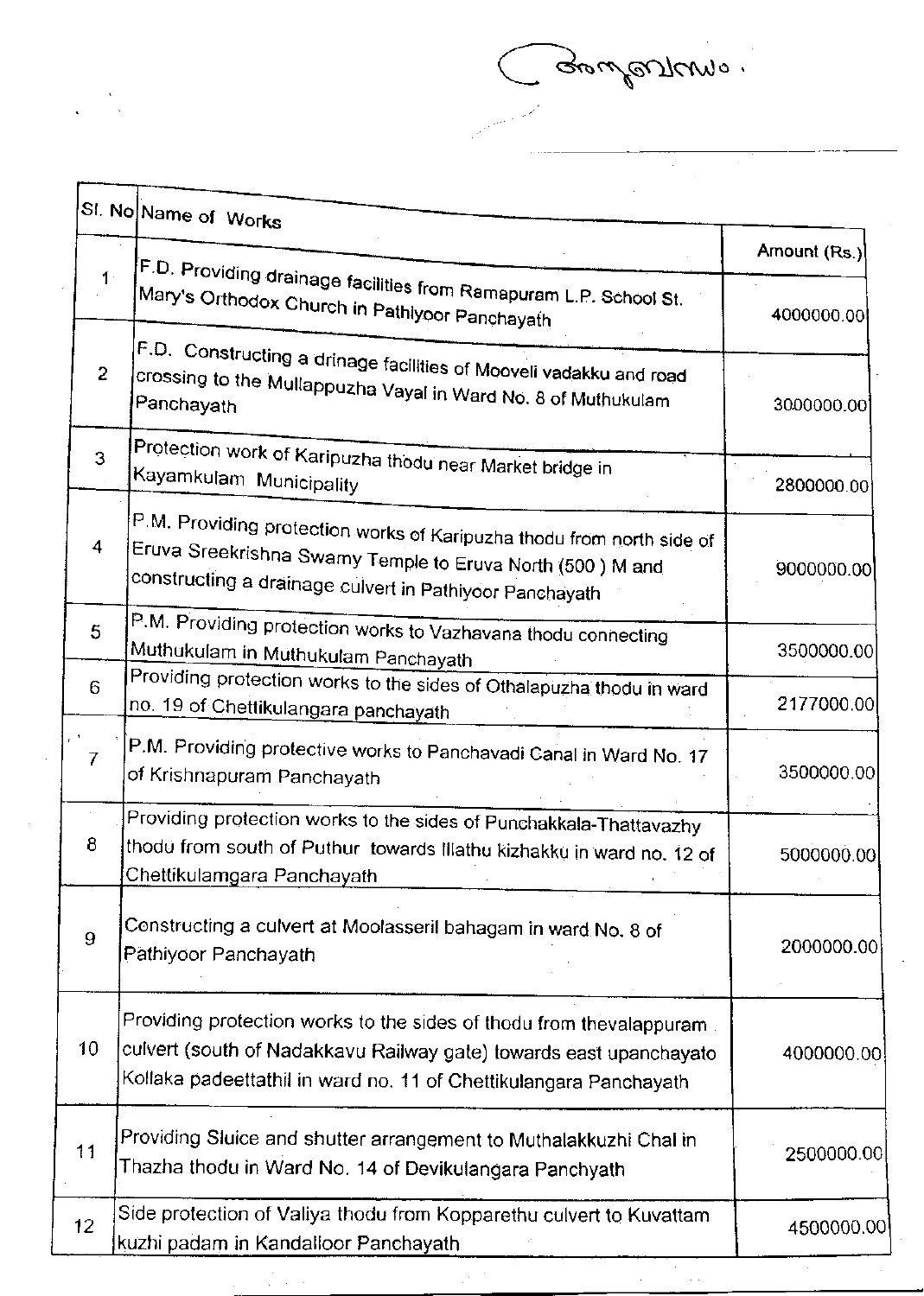തുടർച്ച.

| Sl. No | Name of Works | Amount (Rs.) |
|---|---|---|
| 1 | F.D. Providing drainage facilities from Ramapuram L.P. School St. Mary's Orthodox Church in Pathiyoor Panchayath | 4000000.00 |
| 2 | F.D. Constructing a drinage facilities of Mooveli vadakku and road crossing to the Mullappuzha Vayal in Ward No. 8 of Muthukulam Panchayath | 3000000.00 |
| 3 | Protection work of Karipuzha thodu near Market bridge in Kayamkulam Municipality | 2800000.00 |
| 4 | P.M. Providing protection works of Karipuzha thodu from north side of Eruva Sreekrishna Swamy Temple to Eruva North (500 ) M and constructing a drainage culvert in Pathiyoor Panchayath | 9000000.00 |
| 5 | P.M. Providing protection works to Vazhavana thodu connecting Muthukulam in Muthukulam Panchayath | 3500000.00 |
| 6 | Providing protection works to the sides of Othalapuzha thodu in ward no. 19 of Chettikulangara panchayath | 2177000.00 |
| 7 | P.M. Providing protective works to Panchavadi Canal in Ward No. 17 of Krishnapuram Panchayath | 3500000.00 |
| 8 | Providing protection works to the sides of Punchakkala-Thattavazhy thodu from south of Puthur towards Illathu kizhakku in ward no. 12 of Chettikulamgara Panchayath | 5000000.00 |
| 9 | Constructing a culvert at Moolasseril bahagam in ward No. 8 of Pathiyoor Panchayath | 2000000.00 |
| 10 | Providing protection works to the sides of thodu from thevalappuram culvert (south of Nadakkavu Railway gate) towards east upanchayato Kollaka padeettathil in ward no. 11 of Chettikulangara Panchayath | 4000000.00 |
| 11 | Providing Sluice and shutter arrangement to Muthalakkuzhi Chal in Thazha thodu in Ward No. 14 of Devikulangara Panchyath | 2500000.00 |
| 12 | Side protection of Valiya thodu from Kopparethu culvert to Kuvattam kuzhi padam in Kandalloor Panchayath | 4500000.00 |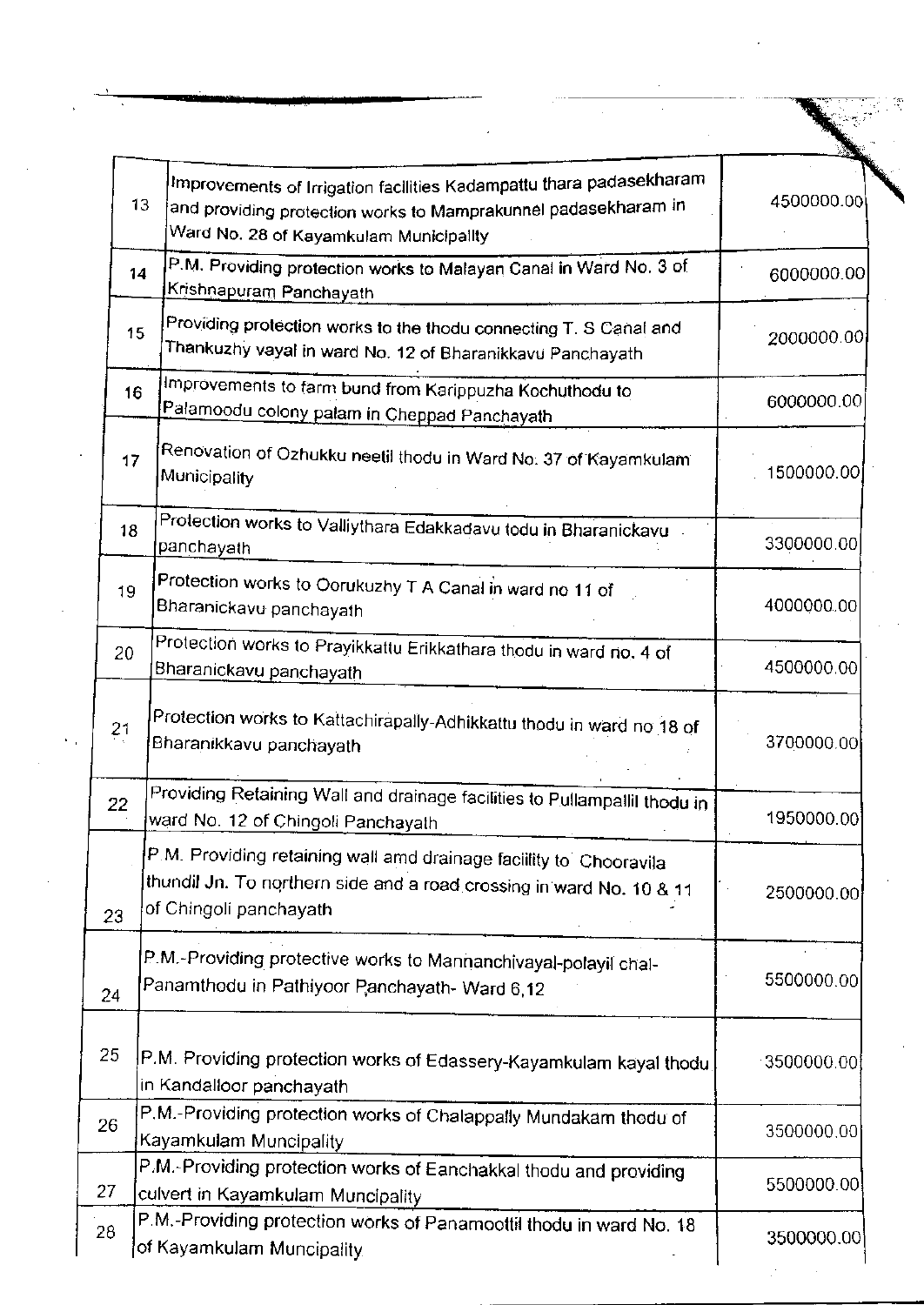| | | |
|---|---|---|
| 13 | Improvements of Irrigation facilities Kadampattu thara padasekharam and providing protection works to Mamprakunnel padasekharam in Ward No. 28 of Kayamkulam Municipality | 4500000.00 |
| 14 | P.M. Providing protection works to Malayan Canal in Ward No. 3 of Krishnapuram Panchayath | 6000000.00 |
| 15 | Providing protection works to the thodu connecting T. S Canal and Thankuzhy vayal in ward No. 12 of Bharanikkavu Panchayath | 2000000.00 |
| 16 | Improvements to farm bund from Karippuzha Kochuthodu to Palamoodu colony palam in Cheppad Panchayath | 6000000.00 |
| 17 | Renovation of Ozhukku neetil thodu in Ward No. 37 of Kayamkulam Municipality | 1500000.00 |
| 18 | Protection works to Valliythara Edakkadavu todu in Bharanickavu panchayath | 3300000.00 |
| 19 | Protection works to Oorukuzhy T A Canal in ward no 11 of Bharanickavu panchayath | 4000000.00 |
| 20 | Protection works to Prayikkattu Erikkathara thodu in ward no. 4 of Bharanickavu panchayath | 4500000.00 |
| 21 | Protection works to Kattachirapally-Adhikkattu thodu in ward no 18 of Bharanikkavu panchayath | 3700000.00 |
| 22 | Providing Retaining Wall and drainage facilities to Pullampallil thodu in ward No. 12 of Chingoli Panchayath | 1950000.00 |
| 23 | P.M. Providing retaining wall amd drainage facility to Chooravila thundil Jn. To northern side and a road crossing in ward No. 10 & 11 of Chingoli panchayath | 2500000.00 |
| 24 | P.M.-Providing protective works to Mannanchivayal-polayil chal-Panamthodu in Pathiyoor Panchayath- Ward 6,12 | 5500000.00 |
| 25 | P.M. Providing protection works of Edassery-Kayamkulam kayal thodu in Kandalloor panchayath | 3500000.00 |
| 26 | P.M.-Providing protection works of Chalappally Mundakam thodu of Kayamkulam Muncipality | 3500000.00 |
| 27 | P.M.-Providing protection works of Eanchakkal thodu and providing culvert in Kayamkulam Muncipality | 5500000.00 |
| 28 | P.M.-Providing protection works of Panamoottil thodu in ward No. 18 of Kayamkulam Muncipality | 3500000.00 |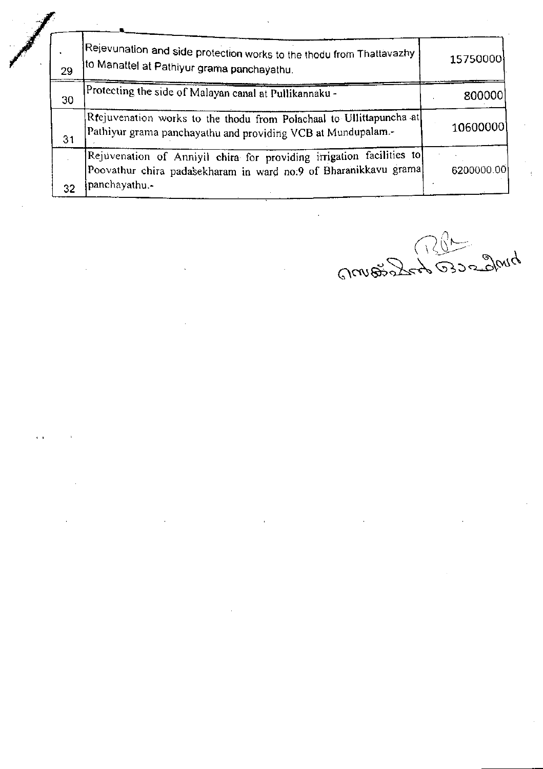| | | |
|---|---|---|
| 29 | Rejevunation and side protection works to the thodu from Thattavazhy to Manattel at Pathiyur grama panchayathu. | 15750000 |
| 30 | Protecting the side of Malayan canal at Pullikannaku - | 800000 |
| 31 | Rrejuvenation works to the thodu from Polachaal to Ullittapuncha at Pathiyur grama panchayathu and providing VCB at Mundupalam.- | 10600000 |
| 32 | Rejuvenation of Anniyil chira for providing irrigation facilities to Poovathur chira padasekharam in ward no:9 of Bharanikkavu grama panchayathu.- | 6200000.00 |